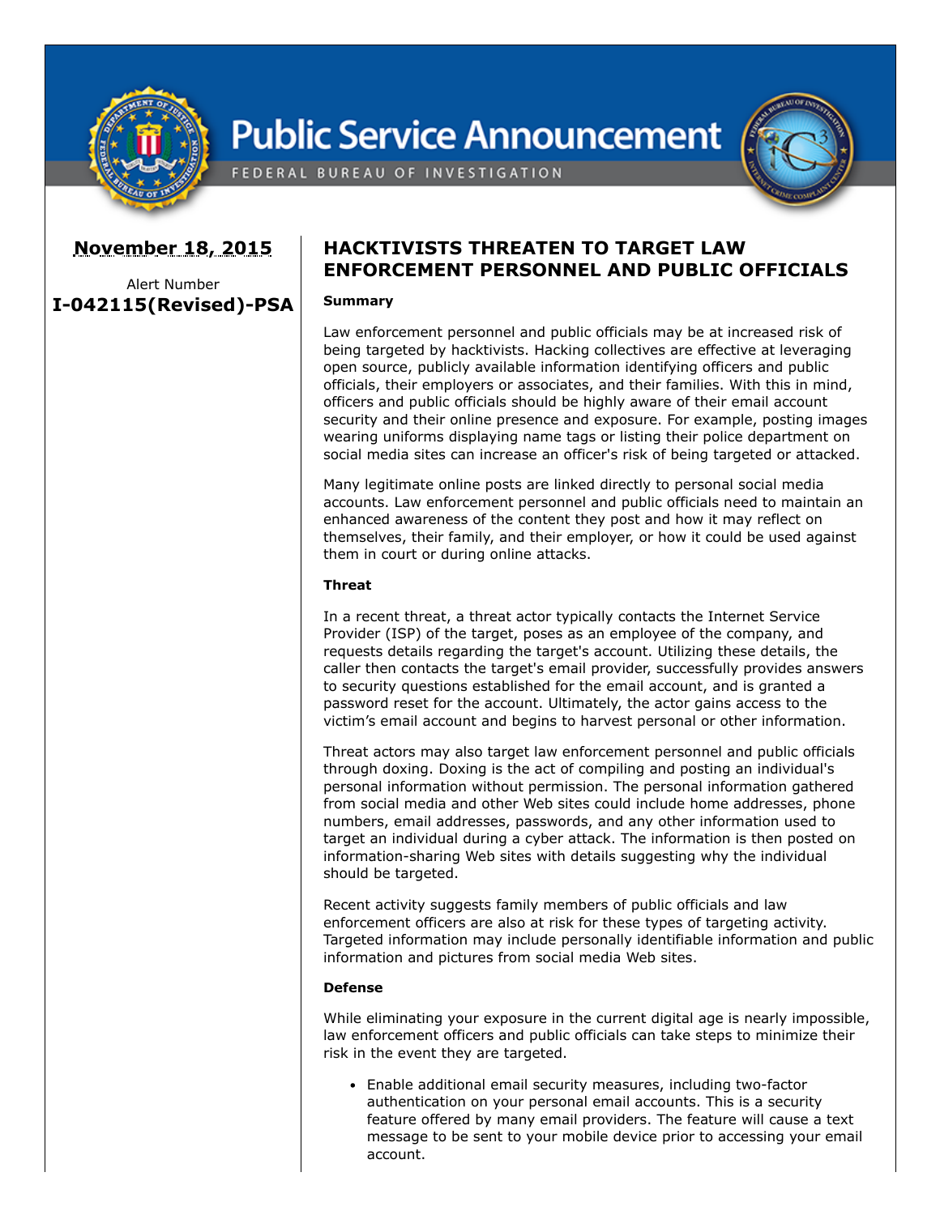# Public Service Announcement

FEDERAL BUREAU OF INVESTIGATION

**November 18, 2015**

Alert Number

**I-042115(Revised)-PSA**

## HACKTIVISTS THREATEN TO TARGET LAW ENFORCEMENT PERSONNEL AND PUBLIC OFFICIALS

**Summary**

Law enforcement personnel and public officials may be at increased risk of being targeted by hacktivists. Hacking collectives are effective at leveraging open source, publicly available information identifying officers and public officials, their employers or associates, and their families. With this in mind, officers and public officials should be highly aware of their email account security and their online presence and exposure. For example, posting images wearing uniforms displaying name tags or listing their police department on social media sites can increase an officer's risk of being targeted or attacked.

Many legitimate online posts are linked directly to personal social media accounts. Law enforcement personnel and public officials need to maintain an enhanced awareness of the content they post and how it may reflect on themselves, their family, and their employer, or how it could be used against them in court or during online attacks.

**Threat**

In a recent threat, a threat actor typically contacts the Internet Service Provider (ISP) of the target, poses as an employee of the company, and requests details regarding the target's account. Utilizing these details, the caller then contacts the target's email provider, successfully provides answers to security questions established for the email account, and is granted a password reset for the account. Ultimately, the actor gains access to the victim's email account and begins to harvest personal or other information.

Threat actors may also target law enforcement personnel and public officials through doxing. Doxing is the act of compiling and posting an individual's personal information without permission. The personal information gathered from social media and other Web sites could include home addresses, phone numbers, email addresses, passwords, and any other information used to target an individual during a cyber attack. The information is then posted on information-sharing Web sites with details suggesting why the individual should be targeted.

Recent activity suggests family members of public officials and law enforcement officers are also at risk for these types of targeting activity. Targeted information may include personally identifiable information and public information and pictures from social media Web sites.

**Defense**

While eliminating your exposure in the current digital age is nearly impossible, law enforcement officers and public officials can take steps to minimize their risk in the event they are targeted.

- Enable additional email security measures, including two-factor authentication on your personal email accounts. This is a security feature offered by many email providers. The feature will cause a text message to be sent to your mobile device prior to accessing your email account.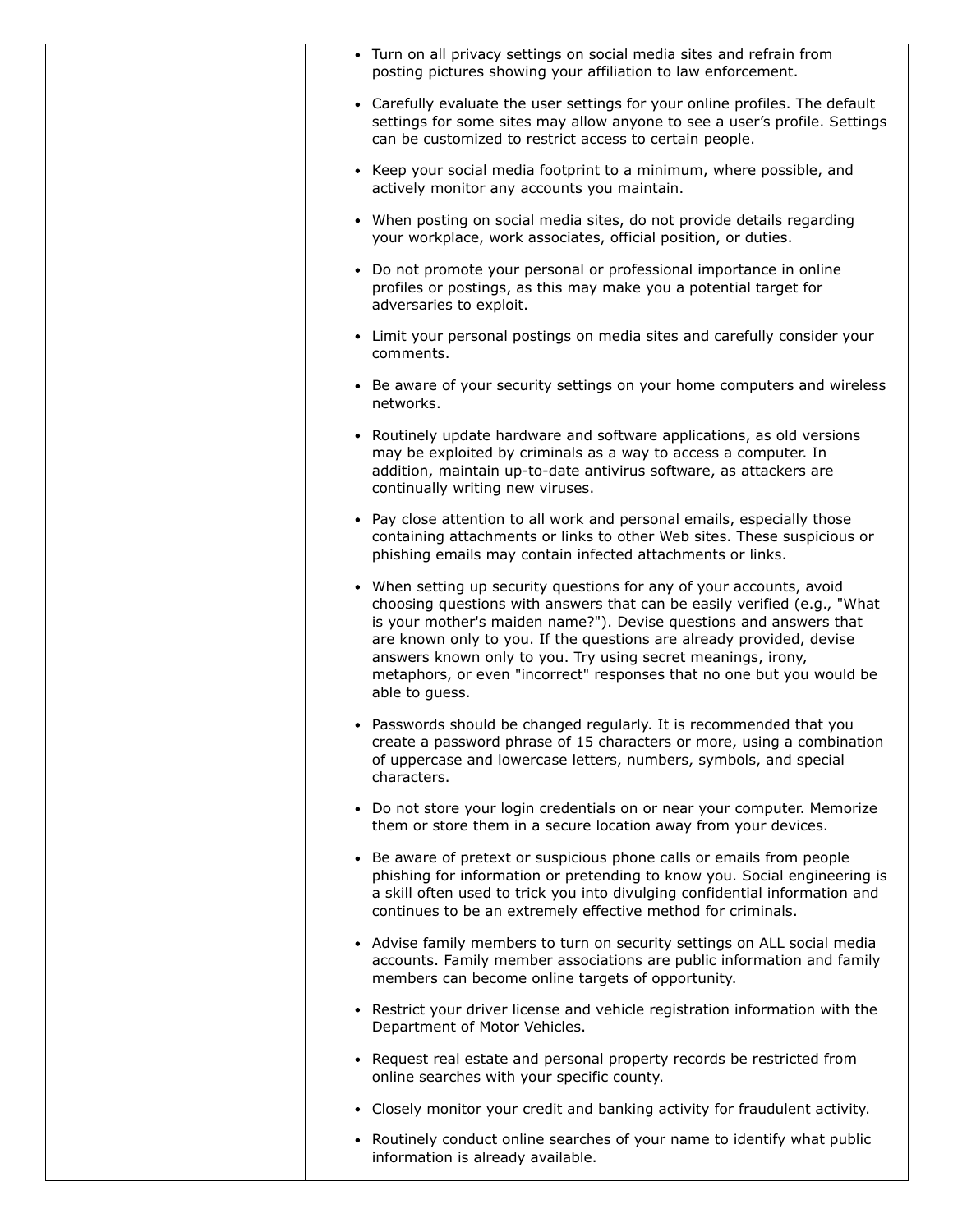- Turn on all privacy settings on social media sites and refrain from posting pictures showing your affiliation to law enforcement.
- Carefully evaluate the user settings for your online profiles. The default settings for some sites may allow anyone to see a user's profile. Settings can be customized to restrict access to certain people.
- Keep your social media footprint to a minimum, where possible, and actively monitor any accounts you maintain.
- When posting on social media sites, do not provide details regarding your workplace, work associates, official position, or duties.
- Do not promote your personal or professional importance in online profiles or postings, as this may make you a potential target for adversaries to exploit.
- Limit your personal postings on media sites and carefully consider your comments.
- Be aware of your security settings on your home computers and wireless networks.
- Routinely update hardware and software applications, as old versions may be exploited by criminals as a way to access a computer. In addition, maintain up-to-date antivirus software, as attackers are continually writing new viruses.
- Pay close attention to all work and personal emails, especially those containing attachments or links to other Web sites. These suspicious or phishing emails may contain infected attachments or links.
- When setting up security questions for any of your accounts, avoid choosing questions with answers that can be easily verified (e.g., "What is your mother's maiden name?"). Devise questions and answers that are known only to you. If the questions are already provided, devise answers known only to you. Try using secret meanings, irony, metaphors, or even "incorrect" responses that no one but you would be able to guess.
- Passwords should be changed regularly. It is recommended that you create a password phrase of 15 characters or more, using a combination of uppercase and lowercase letters, numbers, symbols, and special characters.
- Do not store your login credentials on or near your computer. Memorize them or store them in a secure location away from your devices.
- Be aware of pretext or suspicious phone calls or emails from people phishing for information or pretending to know you. Social engineering is a skill often used to trick you into divulging confidential information and continues to be an extremely effective method for criminals.
- Advise family members to turn on security settings on ALL social media accounts. Family member associations are public information and family members can become online targets of opportunity.
- Restrict your driver license and vehicle registration information with the Department of Motor Vehicles.
- Request real estate and personal property records be restricted from online searches with your specific county.
- Closely monitor your credit and banking activity for fraudulent activity.
- Routinely conduct online searches of your name to identify what public information is already available.